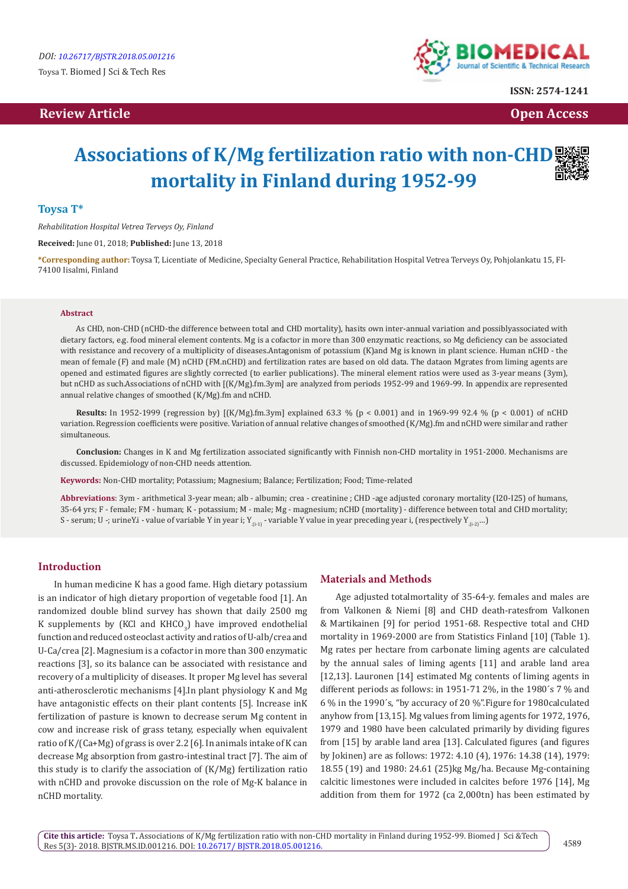DOI: 10.26717/BJSTR.2018.05.001216

Toysa T. Biomed J Sci & Tech Res

ISSN: 2574-1241

**Review Article** | **Open Access**

# Associations of K/Mg fertilization ratio with non-CHD mortality in Finland during 1952-99

**Toysa T***

*Rehabilitation Hospital Vetrea Terveys Oy, Finland*

**Received:** June 01, 2018; **Published:** June 13, 2018

**\*Corresponding author:** Toysa T, Licentiate of Medicine, Specialty General Practice, Rehabilitation Hospital Vetrea Terveys Oy, Pohjolankatu 15, FI-74100 Iisalmi, Finland

## Abstract

As CHD, non-CHD (nCHD-the difference between total and CHD mortality), hasits own inter-annual variation and possiblyassociated with dietary factors, e.g. food mineral element contents. Mg is a cofactor in more than 300 enzymatic reactions, so Mg deficiency can be associated with resistance and recovery of a multiplicity of diseases.Antagonism of potassium (K)and Mg is known in plant science. Human nCHD - the mean of female (F) and male (M) nCHD (FM.nCHD) and fertilization rates are based on old data. The dataon Mgrates from liming agents are opened and estimated figures are slightly corrected (to earlier publications). The mineral element ratios were used as 3-year means (3ym), but nCHD as such.Associations of nCHD with [(K/Mg).fm.3ym] are analyzed from periods 1952-99 and 1969-99. In appendix are represented annual relative changes of smoothed (K/Mg).fm and nCHD.

**Results:** In 1952-1999 (regression by) [(K/Mg).fm.3ym] explained 63.3 % ($p < 0.001$) and in 1969-99 92.4 % ($p < 0.001$) of nCHD variation. Regression coefficients were positive. Variation of annual relative changes of smoothed (K/Mg).fm and nCHD were similar and rather simultaneous.

**Conclusion:** Changes in K and Mg fertilization associated significantly with Finnish non-CHD mortality in 1951-2000. Mechanisms are discussed. Epidemiology of non-CHD needs attention.

**Keywords:** Non-CHD mortality; Potassium; Magnesium; Balance; Fertilization; Food; Time-related

**Abbreviations**: 3ym - arithmetical 3-year mean; alb - albumin; crea - creatinine ; CHD -age adjusted coronary mortality (I20-I25) of humans, 35-64 yrs; F - female; FM - human; K - potassium; M - male; Mg - magnesium; nCHD (mortality) - difference between total and CHD mortality; S - serum; U -; urineY.i - value of variable Y in year i; $Y_{.(i-1)}$ - variable Y value in year preceding year i, (respectively $Y_{.(i-2)}$...)

## Introduction

In human medicine K has a good fame. High dietary potassium is an indicator of high dietary proportion of vegetable food [1]. An randomized double blind survey has shown that daily 2500 mg K supplements by (KCl and $KHCO_3$) have improved endothelial function and reduced osteoclast activity and ratios of U-alb/crea and U-Ca/crea [2]. Magnesium is a cofactor in more than 300 enzymatic reactions [3], so its balance can be associated with resistance and recovery of a multiplicity of diseases. It proper Mg level has several anti-atherosclerotic mechanisms [4].In plant physiology K and Mg have antagonistic effects on their plant contents [5]. Increase inK fertilization of pasture is known to decrease serum Mg content in cow and increase risk of grass tetany, especially when equivalent ratio of K/(Ca+Mg) of grass is over 2.2 [6]. In animals intake of K can decrease Mg absorption from gastro-intestinal tract [7]. The aim of this study is to clarify the association of (K/Mg) fertilization ratio with nCHD and provoke discussion on the role of Mg-K balance in nCHD mortality.

## Materials and Methods

Age adjusted totalmortality of 35-64-y. females and males are from Valkonen & Niemi [8] and CHD death-ratesfrom Valkonen & Martikainen [9] for period 1951-68. Respective total and CHD mortality in 1969-2000 are from Statistics Finland [10] (Table 1). Mg rates per hectare from carbonate liming agents are calculated by the annual sales of liming agents [11] and arable land area [12,13]. Lauronen [14] estimated Mg contents of liming agents in different periods as follows: in 1951-71 2%, in the 1980´s 7 % and 6 % in the 1990´s, "by accuracy of 20 %".Figure for 1980calculated anyhow from [13,15]. Mg values from liming agents for 1972, 1976, 1979 and 1980 have been calculated primarily by dividing figures from [15] by arable land area [13]. Calculated figures (and figures by Jokinen) are as follows: 1972: 4.10 (4), 1976: 14.38 (14), 1979: 18.55 (19) and 1980: 24.61 (25)kg Mg/ha. Because Mg-containing calcitic limestones were included in calcites before 1976 [14], Mg addition from them for 1972 (ca 2,000tn) has been estimated by

**Cite this article:** Toysa T. Associations of K/Mg fertilization ratio with non-CHD mortality in Finland during 1952-99. Biomed J Sci &Tech Res 5(3)- 2018. BJSTR.MS.ID.001216. DOI: 10.26717/ BJSTR.2018.05.001216.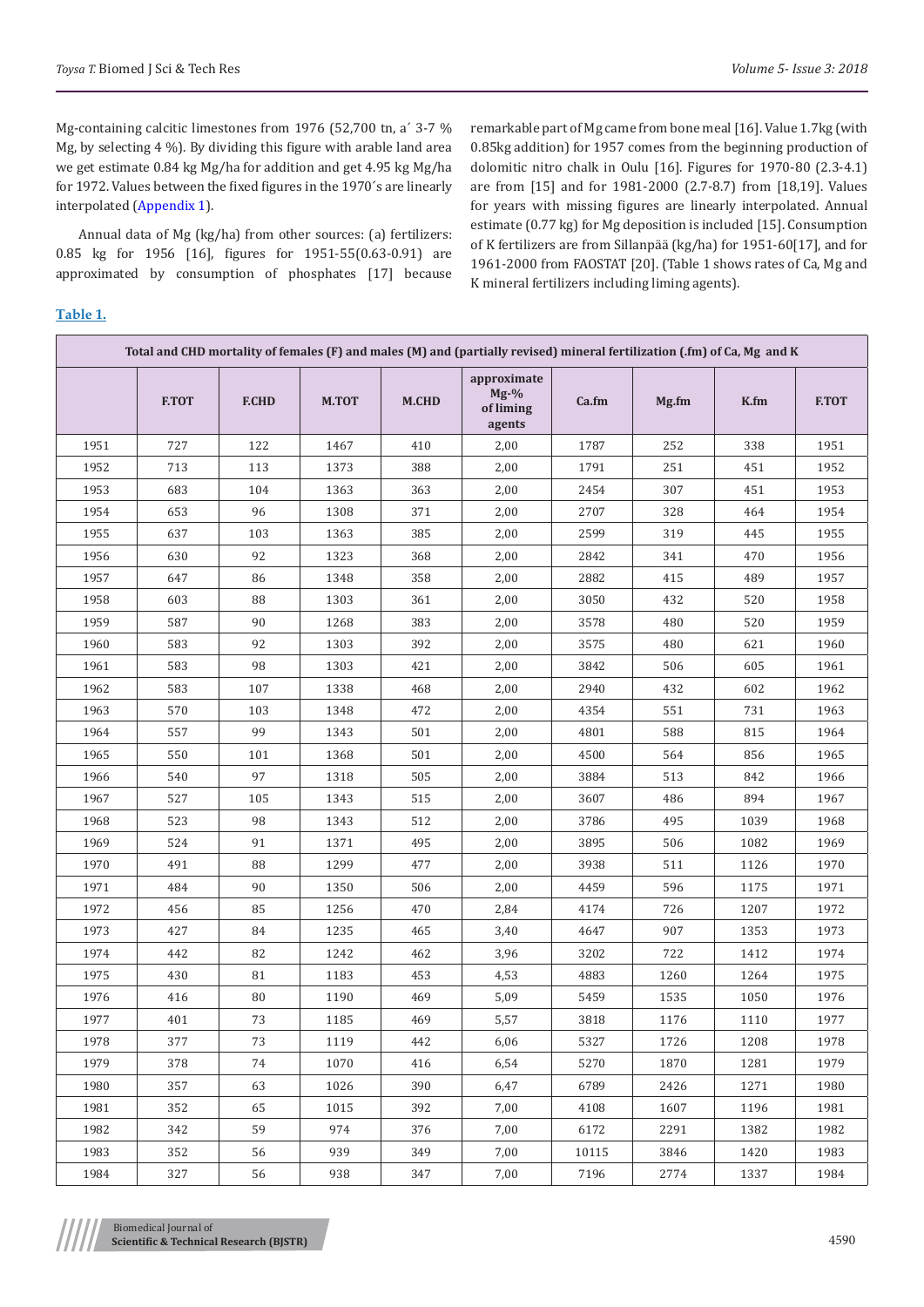Mg-containing calcitic limestones from 1976 (52,700 tn, a´ 3-7 % Mg, by selecting 4 %). By dividing this figure with arable land area we get estimate 0.84 kg Mg/ha for addition and get 4.95 kg Mg/ha for 1972. Values between the fixed figures in the 1970´s are linearly interpolated (Appendix 1).

Annual data of Mg (kg/ha) from other sources: (a) fertilizers: 0.85 kg for 1956 [16], figures for 1951-55(0.63-0.91) are approximated by consumption of phosphates [17] because remarkable part of Mg came from bone meal [16]. Value 1.7kg (with 0.85kg addition) for 1957 comes from the beginning production of dolomitic nitro chalk in Oulu [16]. Figures for 1970-80 (2.3-4.1) are from [15] and for 1981-2000 (2.7-8.7) from [18,19]. Values for years with missing figures are linearly interpolated. Annual estimate (0.77 kg) for Mg deposition is included [15]. Consumption of K fertilizers are from Sillanpää (kg/ha) for 1951-60[17], and for 1961-2000 from FAOSTAT [20]. (Table 1 shows rates of Ca, Mg and K mineral fertilizers including liming agents).

**Table 1.**

Total and CHD mortality of females (F) and males (M) and (partially revised) mineral fertilization (.fm) of Ca, Mg and K

| | F.TOT | F.CHD | M.TOT | M.CHD | approximate Mg-% of liming agents | Ca.fm | Mg.fm | K.fm | F.TOT |
|---|---|---|---|---|---|---|---|---|---|
| 1951 | 727 | 122 | 1467 | 410 | 2,00 | 1787 | 252 | 338 | 1951 |
| 1952 | 713 | 113 | 1373 | 388 | 2,00 | 1791 | 251 | 451 | 1952 |
| 1953 | 683 | 104 | 1363 | 363 | 2,00 | 2454 | 307 | 451 | 1953 |
| 1954 | 653 | 96 | 1308 | 371 | 2,00 | 2707 | 328 | 464 | 1954 |
| 1955 | 637 | 103 | 1363 | 385 | 2,00 | 2599 | 319 | 445 | 1955 |
| 1956 | 630 | 92 | 1323 | 368 | 2,00 | 2842 | 341 | 470 | 1956 |
| 1957 | 647 | 86 | 1348 | 358 | 2,00 | 2882 | 415 | 489 | 1957 |
| 1958 | 603 | 88 | 1303 | 361 | 2,00 | 3050 | 432 | 520 | 1958 |
| 1959 | 587 | 90 | 1268 | 383 | 2,00 | 3578 | 480 | 520 | 1959 |
| 1960 | 583 | 92 | 1303 | 392 | 2,00 | 3575 | 480 | 621 | 1960 |
| 1961 | 583 | 98 | 1303 | 421 | 2,00 | 3842 | 506 | 605 | 1961 |
| 1962 | 583 | 107 | 1338 | 468 | 2,00 | 2940 | 432 | 602 | 1962 |
| 1963 | 570 | 103 | 1348 | 472 | 2,00 | 4354 | 551 | 731 | 1963 |
| 1964 | 557 | 99 | 1343 | 501 | 2,00 | 4801 | 588 | 815 | 1964 |
| 1965 | 550 | 101 | 1368 | 501 | 2,00 | 4500 | 564 | 856 | 1965 |
| 1966 | 540 | 97 | 1318 | 505 | 2,00 | 3884 | 513 | 842 | 1966 |
| 1967 | 527 | 105 | 1343 | 515 | 2,00 | 3607 | 486 | 894 | 1967 |
| 1968 | 523 | 98 | 1343 | 512 | 2,00 | 3786 | 495 | 1039 | 1968 |
| 1969 | 524 | 91 | 1371 | 495 | 2,00 | 3895 | 506 | 1082 | 1969 |
| 1970 | 491 | 88 | 1299 | 477 | 2,00 | 3938 | 511 | 1126 | 1970 |
| 1971 | 484 | 90 | 1350 | 506 | 2,00 | 4459 | 596 | 1175 | 1971 |
| 1972 | 456 | 85 | 1256 | 470 | 2,84 | 4174 | 726 | 1207 | 1972 |
| 1973 | 427 | 84 | 1235 | 465 | 3,40 | 4647 | 907 | 1353 | 1973 |
| 1974 | 442 | 82 | 1242 | 462 | 3,96 | 3202 | 722 | 1412 | 1974 |
| 1975 | 430 | 81 | 1183 | 453 | 4,53 | 4883 | 1260 | 1264 | 1975 |
| 1976 | 416 | 80 | 1190 | 469 | 5,09 | 5459 | 1535 | 1050 | 1976 |
| 1977 | 401 | 73 | 1185 | 469 | 5,57 | 3818 | 1176 | 1110 | 1977 |
| 1978 | 377 | 73 | 1119 | 442 | 6,06 | 5327 | 1726 | 1208 | 1978 |
| 1979 | 378 | 74 | 1070 | 416 | 6,54 | 5270 | 1870 | 1281 | 1979 |
| 1980 | 357 | 63 | 1026 | 390 | 6,47 | 6789 | 2426 | 1271 | 1980 |
| 1981 | 352 | 65 | 1015 | 392 | 7,00 | 4108 | 1607 | 1196 | 1981 |
| 1982 | 342 | 59 | 974 | 376 | 7,00 | 6172 | 2291 | 1382 | 1982 |
| 1983 | 352 | 56 | 939 | 349 | 7,00 | 10115 | 3846 | 1420 | 1983 |
| 1984 | 327 | 56 | 938 | 347 | 7,00 | 7196 | 2774 | 1337 | 1984 |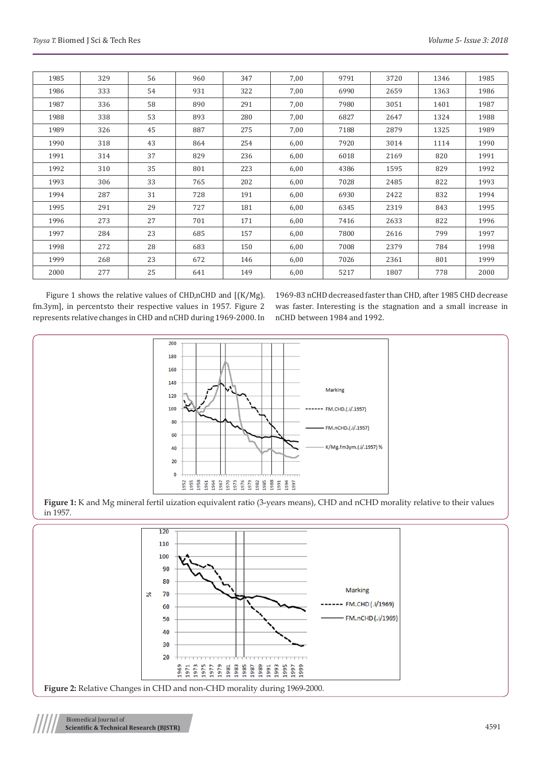| 1985 | 329 | 56 | 960 | 347 | 7,00 | 9791 | 3720 | 1346 | 1985 |
|---|---|---|---|---|---|---|---|---|---|
| 1986 | 333 | 54 | 931 | 322 | 7,00 | 6990 | 2659 | 1363 | 1986 |
| 1987 | 336 | 58 | 890 | 291 | 7,00 | 7980 | 3051 | 1401 | 1987 |
| 1988 | 338 | 53 | 893 | 280 | 7,00 | 6827 | 2647 | 1324 | 1988 |
| 1989 | 326 | 45 | 887 | 275 | 7,00 | 7188 | 2879 | 1325 | 1989 |
| 1990 | 318 | 43 | 864 | 254 | 6,00 | 7920 | 3014 | 1114 | 1990 |
| 1991 | 314 | 37 | 829 | 236 | 6,00 | 6018 | 2169 | 820 | 1991 |
| 1992 | 310 | 35 | 801 | 223 | 6,00 | 4386 | 1595 | 829 | 1992 |
| 1993 | 306 | 33 | 765 | 202 | 6,00 | 7028 | 2485 | 822 | 1993 |
| 1994 | 287 | 31 | 728 | 191 | 6,00 | 6930 | 2422 | 832 | 1994 |
| 1995 | 291 | 29 | 727 | 181 | 6,00 | 6345 | 2319 | 843 | 1995 |
| 1996 | 273 | 27 | 701 | 171 | 6,00 | 7416 | 2633 | 822 | 1996 |
| 1997 | 284 | 23 | 685 | 157 | 6,00 | 7800 | 2616 | 799 | 1997 |
| 1998 | 272 | 28 | 683 | 150 | 6,00 | 7008 | 2379 | 784 | 1998 |
| 1999 | 268 | 23 | 672 | 146 | 6,00 | 7026 | 2361 | 801 | 1999 |
| 2000 | 277 | 25 | 641 | 149 | 6,00 | 5217 | 1807 | 778 | 2000 |

Figure 1 shows the relative values of CHD,nCHD and [(K/Mg). fm.3ym], in percentsto their respective values in 1957. Figure 2 represents relative changes in CHD and nCHD during 1969-2000. In 1969-83 nCHD decreased faster than CHD, after 1985 CHD decrease was faster. Interesting is the stagnation and a small increase in nCHD between 1984 and 1992.

**Figure 1:** K and Mg mineral fertil uization equivalent ratio (3-years means), CHD and nCHD morality relative to their values in 1957.

**Figure 2:** Relative Changes in CHD and non-CHD morality during 1969-2000.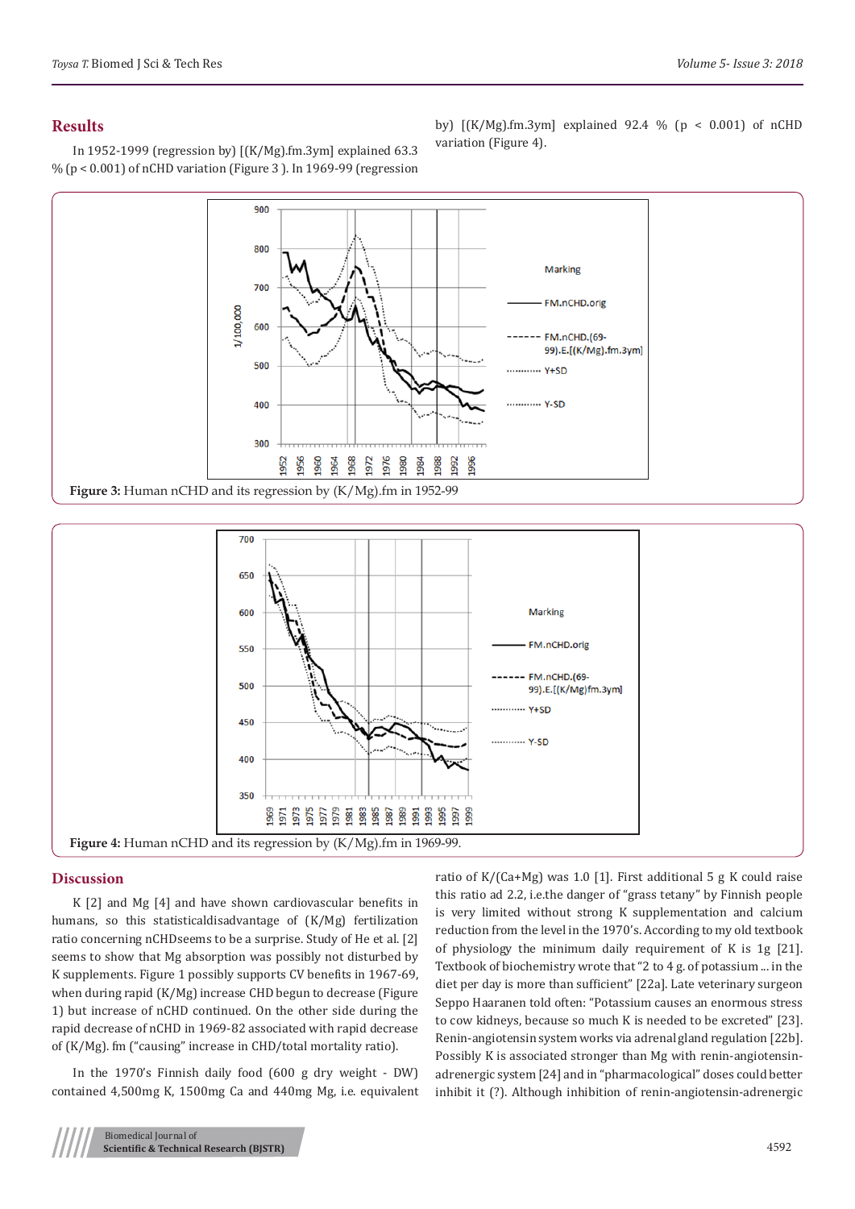## Results

In 1952-1999 (regression by) [(K/Mg).fm.3ym] explained 63.3 % ($p < 0.001$) of nCHD variation (Figure 3 ). In 1969-99 (regression by) [(K/Mg).fm.3ym] explained 92.4 % ($p < 0.001$) of nCHD variation (Figure 4).

**Figure 3:** Human nCHD and its regression by (K/Mg).fm in 1952-99

**Figure 4:** Human nCHD and its regression by (K/Mg).fm in 1969-99.

## Discussion

K [2] and Mg [4] and have shown cardiovascular benefits in humans, so this statisticaldisadvantage of (K/Mg) fertilization ratio concerning nCHDseems to be a surprise. Study of He et al. [2] seems to show that Mg absorption was possibly not disturbed by K supplements. Figure 1 possibly supports CV benefits in 1967-69, when during rapid (K/Mg) increase CHD begun to decrease (Figure 1) but increase of nCHD continued. On the other side during the rapid decrease of nCHD in 1969-82 associated with rapid decrease of (K/Mg). fm ("causing" increase in CHD/total mortality ratio).

In the 1970's Finnish daily food (600 g dry weight - DW) contained 4,500mg K, 1500mg Ca and 440mg Mg, i.e. equivalent ratio of K/(Ca+Mg) was 1.0 [1]. First additional 5 g K could raise this ratio ad 2.2, i.e.the danger of "grass tetany" by Finnish people is very limited without strong K supplementation and calcium reduction from the level in the 1970's. According to my old textbook of physiology the minimum daily requirement of K is 1g [21]. Textbook of biochemistry wrote that "2 to 4 g. of potassium ... in the diet per day is more than sufficient" [22a]. Late veterinary surgeon Seppo Haaranen told often: "Potassium causes an enormous stress to cow kidneys, because so much K is needed to be excreted" [23]. Renin-angiotensin system works via adrenal gland regulation [22b]. Possibly K is associated stronger than Mg with renin-angiotensin-adrenergic system [24] and in "pharmacological" doses could better inhibit it (?). Although inhibition of renin-angiotensin-adrenergic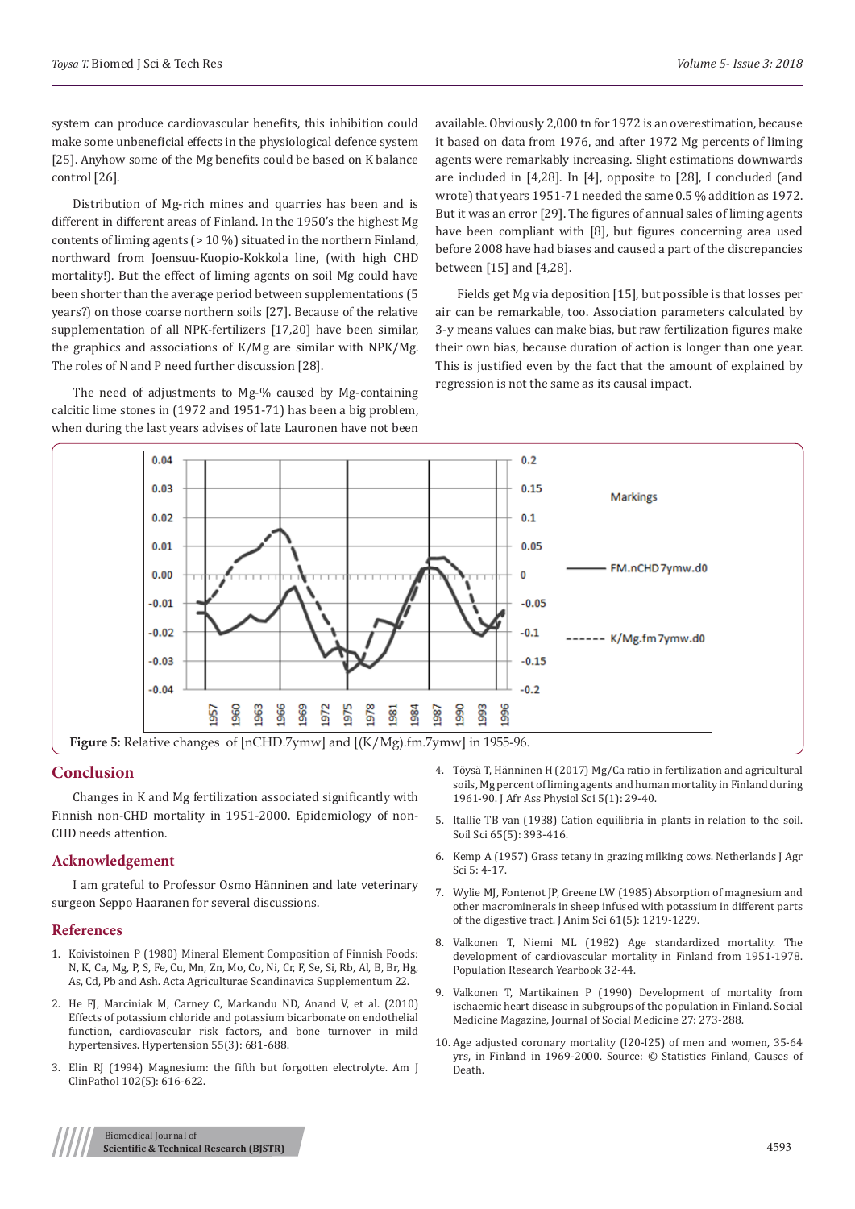system can produce cardiovascular benefits, this inhibition could make some unbeneficial effects in the physiological defence system [25]. Anyhow some of the Mg benefits could be based on K balance control [26].

Distribution of Mg-rich mines and quarries has been and is different in different areas of Finland. In the 1950's the highest Mg contents of liming agents (> 10 %) situated in the northern Finland, northward from Joensuu-Kuopio-Kokkola line, (with high CHD mortality!). But the effect of liming agents on soil Mg could have been shorter than the average period between supplementations (5 years?) on those coarse northern soils [27]. Because of the relative supplementation of all NPK-fertilizers [17,20] have been similar, the graphics and associations of K/Mg are similar with NPK/Mg. The roles of N and P need further discussion [28].

The need of adjustments to Mg-% caused by Mg-containing calcitic lime stones in (1972 and 1951-71) has been a big problem, when during the last years advises of late Lauronen have not been available. Obviously 2,000 tn for 1972 is an overestimation, because it based on data from 1976, and after 1972 Mg percents of liming agents were remarkably increasing. Slight estimations downwards are included in [4,28]. In [4], opposite to [28], I concluded (and wrote) that years 1951-71 needed the same 0.5 % addition as 1972. But it was an error [29]. The figures of annual sales of liming agents have been compliant with [8], but figures concerning area used before 2008 have had biases and caused a part of the discrepancies between [15] and [4,28].

Fields get Mg via deposition [15], but possible is that losses per air can be remarkable, too. Association parameters calculated by 3-y means values can make bias, but raw fertilization figures make their own bias, because duration of action is longer than one year. This is justified even by the fact that the amount of explained by regression is not the same as its causal impact.

**Figure 5:** Relative changes of [nCHD.7ymw] and [(K/Mg).fm.7ymw] in 1955-96.

## Conclusion

Changes in K and Mg fertilization associated significantly with Finnish non-CHD mortality in 1951-2000. Epidemiology of non-CHD needs attention.

## Acknowledgement

I am grateful to Professor Osmo Hänninen and late veterinary surgeon Seppo Haaranen for several discussions.

## References

1. Koivistoinen P (1980) Mineral Element Composition of Finnish Foods: N, K, Ca, Mg, P, S, Fe, Cu, Mn, Zn, Mo, Co, Ni, Cr, F, Se, Si, Rb, Al, B, Br, Hg, As, Cd, Pb and Ash. Acta Agriculturae Scandinavica Supplementum 22.
2. He FJ, Marciniak M, Carney C, Markandu ND, Anand V, et al. (2010) Effects of potassium chloride and potassium bicarbonate on endothelial function, cardiovascular risk factors, and bone turnover in mild hypertensives. Hypertension 55(3): 681-688.
3. Elin RJ (1994) Magnesium: the fifth but forgotten electrolyte. Am J ClinPathol 102(5): 616-622.
4. Töysä T, Hänninen H (2017) Mg/Ca ratio in fertilization and agricultural soils, Mg percent of liming agents and human mortality in Finland during 1961-90. J Afr Ass Physiol Sci 5(1): 29-40.
5. Itallie TB van (1938) Cation equilibria in plants in relation to the soil. Soil Sci 65(5): 393-416.
6. Kemp A (1957) Grass tetany in grazing milking cows. Netherlands J Agr Sci 5: 4-17.
7. Wylie MJ, Fontenot JP, Greene LW (1985) Absorption of magnesium and other macrominerals in sheep infused with potassium in different parts of the digestive tract. J Anim Sci 61(5): 1219-1229.
8. Valkonen T, Niemi ML (1982) Age standardized mortality. The development of cardiovascular mortality in Finland from 1951-1978. Population Research Yearbook 32-44.
9. Valkonen T, Martikainen P (1990) Development of mortality from ischaemic heart disease in subgroups of the population in Finland. Social Medicine Magazine, Journal of Social Medicine 27: 273-288.
10. Age adjusted coronary mortality (I20-I25) of men and women, 35-64 yrs, in Finland in 1969-2000. Source: © Statistics Finland, Causes of Death.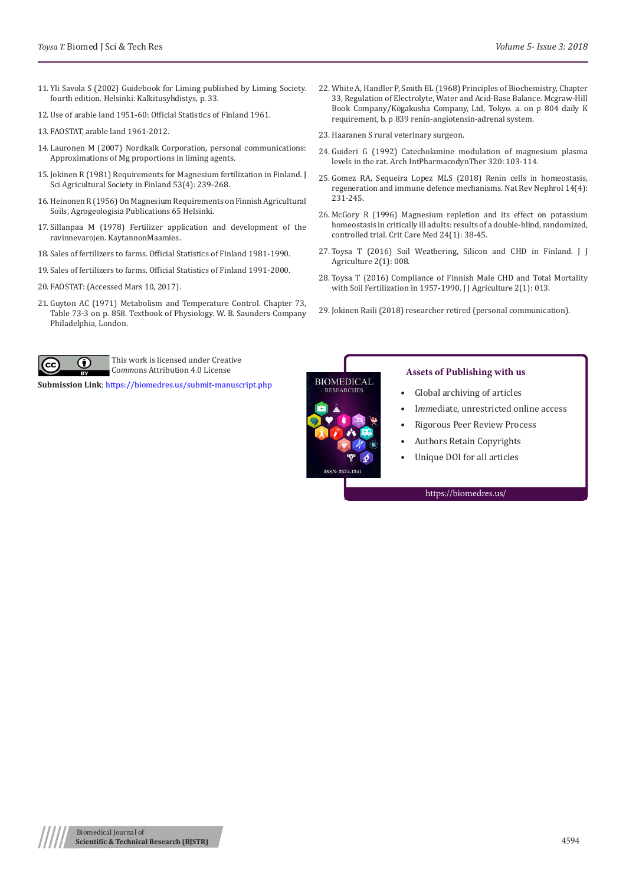11. Yli Savola S (2002) Guidebook for Liming published by Liming Society. fourth edition. Helsinki. Kalkitusyhdistys, p. 33.

12. Use of arable land 1951-60: Official Statistics of Finland 1961.

13. FAOSTAT, arable land 1961-2012.

14. Lauronen M (2007) Nordkalk Corporation, personal communications: Approximations of Mg proportions in liming agents.

15. Jokinen R (1981) Requirements for Magnesium fertilization in Finland. J Sci Agricultural Society in Finland 53(4): 239-268.

16. Heinonen R (1956) On Magnesium Requirements on Finnish Agricultural Soils, Agrogeologisia Publications 65 Helsinki.

17. Sillanpaa M (1978) Fertilizer application and development of the ravinnevarojen. KaytannonMaamies.

18. Sales of fertilizers to farms. Official Statistics of Finland 1981-1990.

19. Sales of fertilizers to farms. Official Statistics of Finland 1991-2000.

20. FAOSTAT: (Accessed Mars 10, 2017).

21. Guyton AC (1971) Metabolism and Temperature Control. Chapter 73, Table 73-3 on p. 858. Textbook of Physiology. W. B. Saunders Company Philadelphia, London.

22. White A, Handler P, Smith EL (1968) Principles of Biochemistry, Chapter 33, Regulation of Electrolyte, Water and Acid-Base Balance. Mcgraw-Hill Book Company/Kōgakusha Company, Ltd, Tokyo. a. on p 804 daily K requirement, b. p 839 renin-angiotensin-adrenal system.

23. Haaranen S rural veterinary surgeon.

24. Guideri G (1992) Catecholamine modulation of magnesium plasma levels in the rat. Arch IntPharmacodynTher 320: 103-114.

25. Gomez RA, Sequeira Lopez MLS (2018) Renin cells in homeostasis, regeneration and immune defence mechanisms. Nat Rev Nephrol 14(4): 231-245.

26. McGory R (1996) Magnesium repletion and its effect on potassium homeostasis in critically ill adults: results of a double-blind, randomized, controlled trial. Crit Care Med 24(1): 38-45.

27. Toysa T (2016) Soil Weathering, Silicon and CHD in Finland. J J Agriculture 2(1): 008.

28. Toysa T (2016) Compliance of Finnish Male CHD and Total Mortality with Soil Fertilization in 1957-1990. J J Agriculture 2(1): 013.

29. Jokinen Raili (2018) researcher retired (personal communication).

This work is licensed under Creative Commons Attribution 4.0 License

**Submission Link**: https://biomedres.us/submit-manuscript.php

**Assets of Publishing with us**

- Global archiving of articles
- Immediate, unrestricted online access
- Rigorous Peer Review Process
- Authors Retain Copyrights
- Unique DOI for all articles

https://biomedres.us/